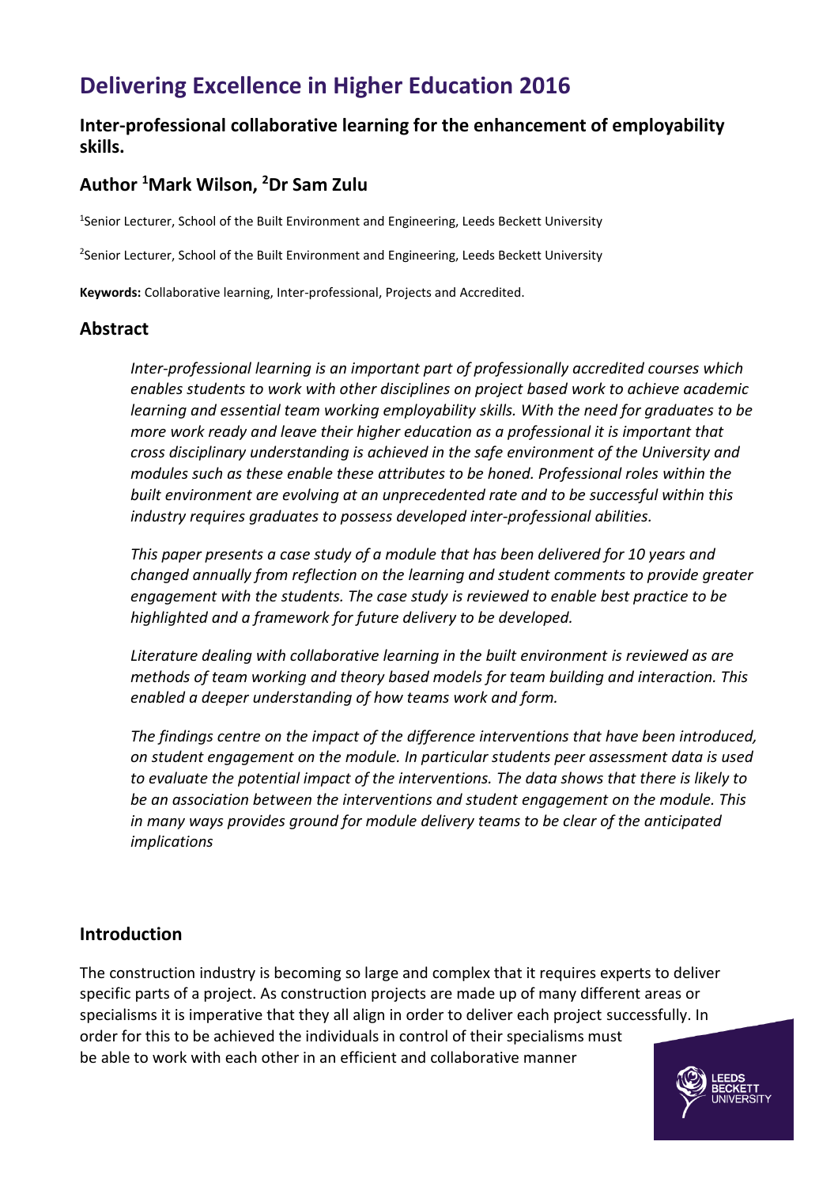# Delivering Excellence in Higher Education 2016

## Inter-professional collaborative learning for the enhancement of employability skills.

## Author [1]Mark Wilson, [2]Dr Sam Zulu

[1]Senior Lecturer, School of the Built Environment and Engineering, Leeds Beckett University

[2]Senior Lecturer, School of the Built Environment and Engineering, Leeds Beckett University

**Keywords:** Collaborative learning, Inter-professional, Projects and Accredited.

## Abstract

*Inter-professional learning is an important part of professionally accredited courses which enables students to work with other disciplines on project based work to achieve academic learning and essential team working employability skills. With the need for graduates to be more work ready and leave their higher education as a professional it is important that cross disciplinary understanding is achieved in the safe environment of the University and modules such as these enable these attributes to be honed. Professional roles within the built environment are evolving at an unprecedented rate and to be successful within this industry requires graduates to possess developed inter-professional abilities.*

*This paper presents a case study of a module that has been delivered for 10 years and changed annually from reflection on the learning and student comments to provide greater engagement with the students. The case study is reviewed to enable best practice to be highlighted and a framework for future delivery to be developed.*

*Literature dealing with collaborative learning in the built environment is reviewed as are methods of team working and theory based models for team building and interaction. This enabled a deeper understanding of how teams work and form.*

*The findings centre on the impact of the difference interventions that have been introduced, on student engagement on the module. In particular students peer assessment data is used to evaluate the potential impact of the interventions. The data shows that there is likely to be an association between the interventions and student engagement on the module. This in many ways provides ground for module delivery teams to be clear of the anticipated implications*

## Introduction

The construction industry is becoming so large and complex that it requires experts to deliver specific parts of a project. As construction projects are made up of many different areas or specialisms it is imperative that they all align in order to deliver each project successfully. In order for this to be achieved the individuals in control of their specialisms must be able to work with each other in an efficient and collaborative manner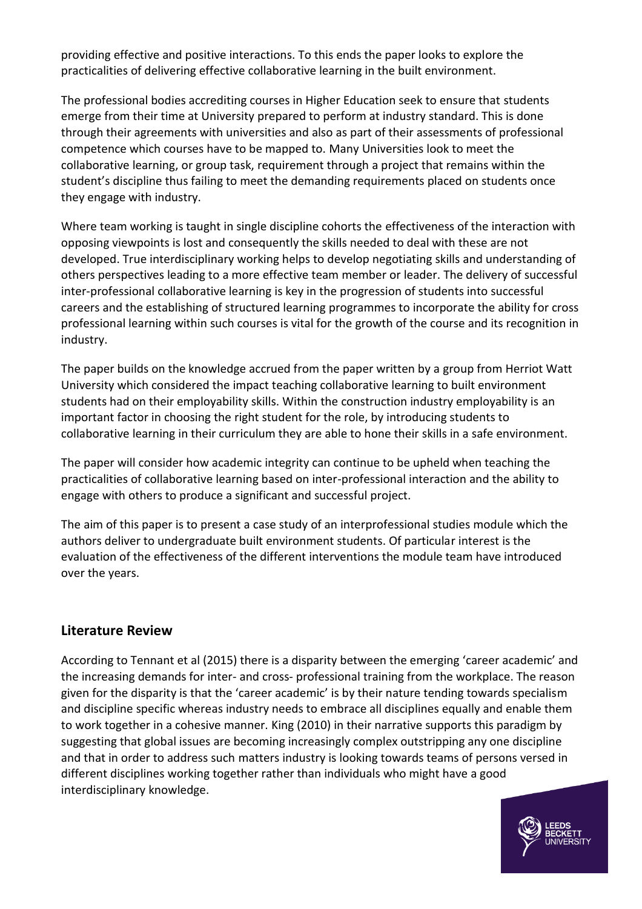providing effective and positive interactions. To this ends the paper looks to explore the practicalities of delivering effective collaborative learning in the built environment.

The professional bodies accrediting courses in Higher Education seek to ensure that students emerge from their time at University prepared to perform at industry standard. This is done through their agreements with universities and also as part of their assessments of professional competence which courses have to be mapped to. Many Universities look to meet the collaborative learning, or group task, requirement through a project that remains within the student's discipline thus failing to meet the demanding requirements placed on students once they engage with industry.

Where team working is taught in single discipline cohorts the effectiveness of the interaction with opposing viewpoints is lost and consequently the skills needed to deal with these are not developed. True interdisciplinary working helps to develop negotiating skills and understanding of others perspectives leading to a more effective team member or leader. The delivery of successful inter-professional collaborative learning is key in the progression of students into successful careers and the establishing of structured learning programmes to incorporate the ability for cross professional learning within such courses is vital for the growth of the course and its recognition in industry.

The paper builds on the knowledge accrued from the paper written by a group from Herriot Watt University which considered the impact teaching collaborative learning to built environment students had on their employability skills. Within the construction industry employability is an important factor in choosing the right student for the role, by introducing students to collaborative learning in their curriculum they are able to hone their skills in a safe environment.

The paper will consider how academic integrity can continue to be upheld when teaching the practicalities of collaborative learning based on inter-professional interaction and the ability to engage with others to produce a significant and successful project.

The aim of this paper is to present a case study of an interprofessional studies module which the authors deliver to undergraduate built environment students. Of particular interest is the evaluation of the effectiveness of the different interventions the module team have introduced over the years.

## Literature Review

According to Tennant et al (2015) there is a disparity between the emerging 'career academic' and the increasing demands for inter- and cross- professional training from the workplace. The reason given for the disparity is that the 'career academic' is by their nature tending towards specialism and discipline specific whereas industry needs to embrace all disciplines equally and enable them to work together in a cohesive manner. King (2010) in their narrative supports this paradigm by suggesting that global issues are becoming increasingly complex outstripping any one discipline and that in order to address such matters industry is looking towards teams of persons versed in different disciplines working together rather than individuals who might have a good interdisciplinary knowledge.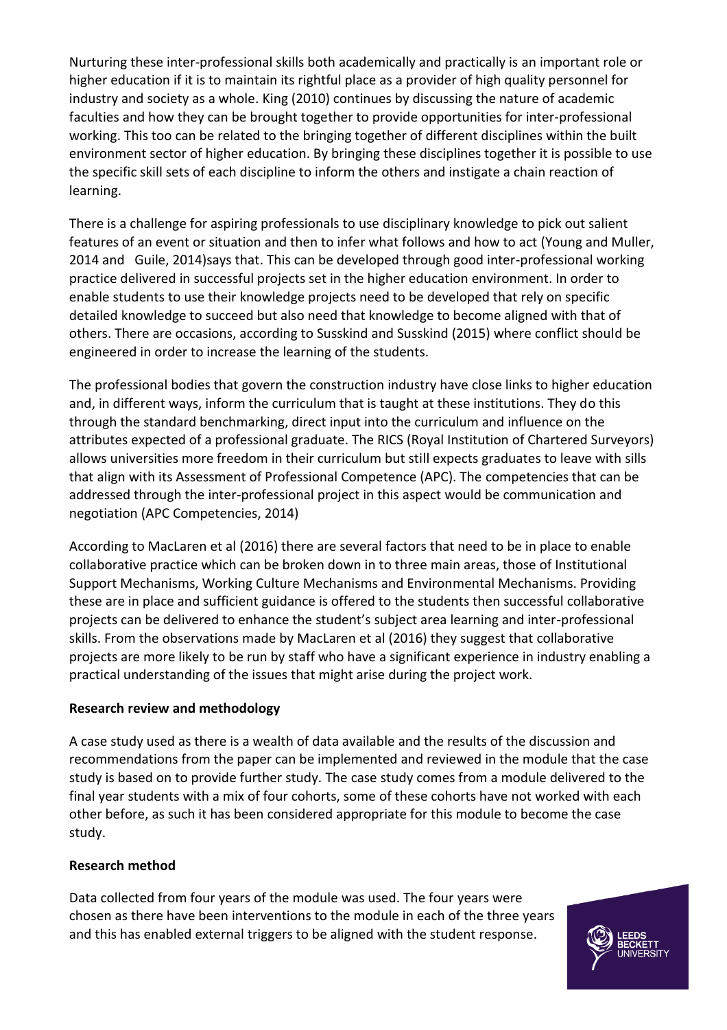Nurturing these inter-professional skills both academically and practically is an important role or higher education if it is to maintain its rightful place as a provider of high quality personnel for industry and society as a whole. King (2010) continues by discussing the nature of academic faculties and how they can be brought together to provide opportunities for inter-professional working. This too can be related to the bringing together of different disciplines within the built environment sector of higher education. By bringing these disciplines together it is possible to use the specific skill sets of each discipline to inform the others and instigate a chain reaction of learning.

There is a challenge for aspiring professionals to use disciplinary knowledge to pick out salient features of an event or situation and then to infer what follows and how to act (Young and Muller, 2014 and Guile, 2014)says that. This can be developed through good inter-professional working practice delivered in successful projects set in the higher education environment. In order to enable students to use their knowledge projects need to be developed that rely on specific detailed knowledge to succeed but also need that knowledge to become aligned with that of others. There are occasions, according to Susskind and Susskind (2015) where conflict should be engineered in order to increase the learning of the students.

The professional bodies that govern the construction industry have close links to higher education and, in different ways, inform the curriculum that is taught at these institutions. They do this through the standard benchmarking, direct input into the curriculum and influence on the attributes expected of a professional graduate. The RICS (Royal Institution of Chartered Surveyors) allows universities more freedom in their curriculum but still expects graduates to leave with sills that align with its Assessment of Professional Competence (APC). The competencies that can be addressed through the inter-professional project in this aspect would be communication and negotiation (APC Competencies, 2014)

According to MacLaren et al (2016) there are several factors that need to be in place to enable collaborative practice which can be broken down in to three main areas, those of Institutional Support Mechanisms, Working Culture Mechanisms and Environmental Mechanisms. Providing these are in place and sufficient guidance is offered to the students then successful collaborative projects can be delivered to enhance the student's subject area learning and inter-professional skills. From the observations made by MacLaren et al (2016) they suggest that collaborative projects are more likely to be run by staff who have a significant experience in industry enabling a practical understanding of the issues that might arise during the project work.

**Research review and methodology**

A case study used as there is a wealth of data available and the results of the discussion and recommendations from the paper can be implemented and reviewed in the module that the case study is based on to provide further study. The case study comes from a module delivered to the final year students with a mix of four cohorts, some of these cohorts have not worked with each other before, as such it has been considered appropriate for this module to become the case study.

**Research method**

Data collected from four years of the module was used. The four years were chosen as there have been interventions to the module in each of the three years and this has enabled external triggers to be aligned with the student response.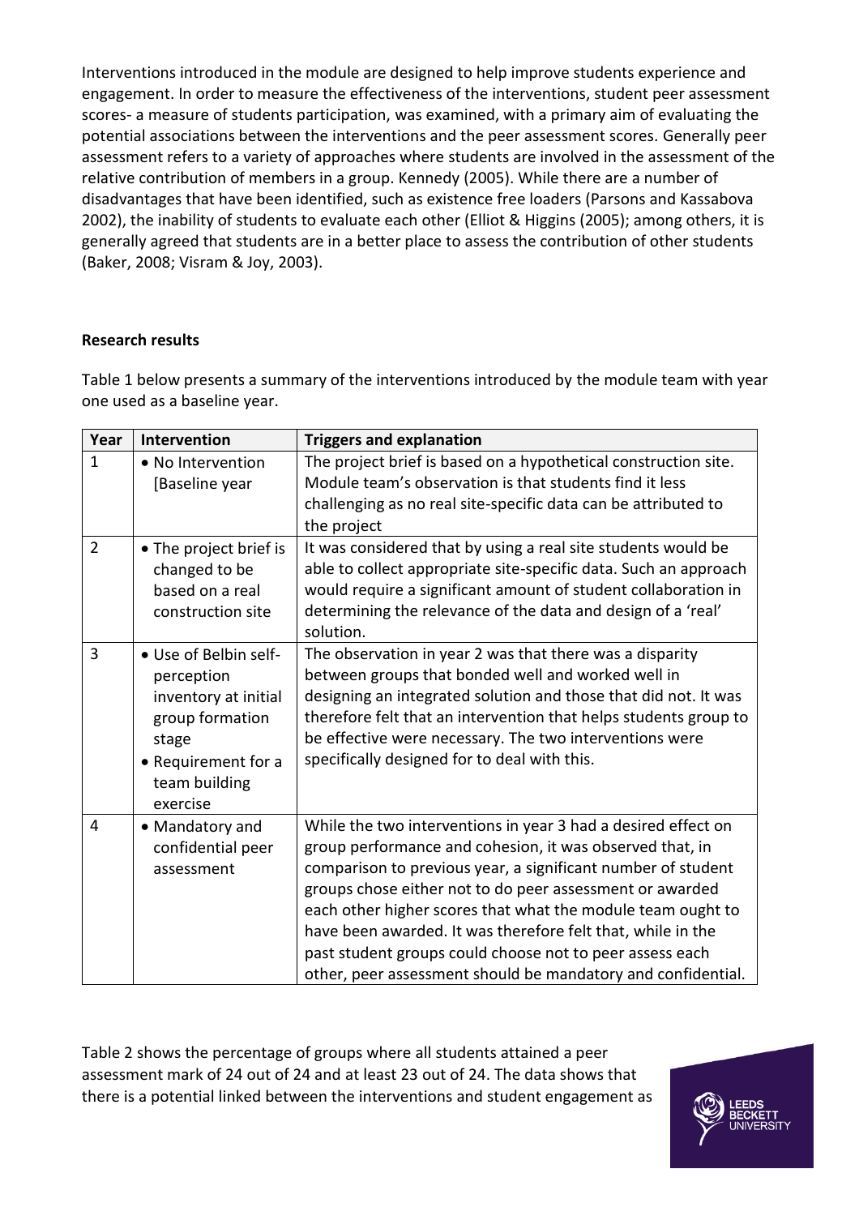Interventions introduced in the module are designed to help improve students experience and engagement. In order to measure the effectiveness of the interventions, student peer assessment scores- a measure of students participation, was examined, with a primary aim of evaluating the potential associations between the interventions and the peer assessment scores. Generally peer assessment refers to a variety of approaches where students are involved in the assessment of the relative contribution of members in a group. Kennedy (2005). While there are a number of disadvantages that have been identified, such as existence free loaders (Parsons and Kassabova 2002), the inability of students to evaluate each other (Elliot & Higgins (2005); among others, it is generally agreed that students are in a better place to assess the contribution of other students (Baker, 2008; Visram & Joy, 2003).

**Research results**

Table 1 below presents a summary of the interventions introduced by the module team with year one used as a baseline year.

| Year | Intervention | Triggers and explanation |
|---|---|---|
| 1 | • No Intervention [Baseline year | The project brief is based on a hypothetical construction site. Module team's observation is that students find it less challenging as no real site-specific data can be attributed to the project |
| 2 | • The project brief is changed to be based on a real construction site | It was considered that by using a real site students would be able to collect appropriate site-specific data. Such an approach would require a significant amount of student collaboration in determining the relevance of the data and design of a 'real' solution. |
| 3 | • Use of Belbin self-perception inventory at initial group formation stage<br>• Requirement for a team building exercise | The observation in year 2 was that there was a disparity between groups that bonded well and worked well in designing an integrated solution and those that did not. It was therefore felt that an intervention that helps students group to be effective were necessary. The two interventions were specifically designed for to deal with this. |
| 4 | • Mandatory and confidential peer assessment | While the two interventions in year 3 had a desired effect on group performance and cohesion, it was observed that, in comparison to previous year, a significant number of student groups chose either not to do peer assessment or awarded each other higher scores that what the module team ought to have been awarded. It was therefore felt that, while in the past student groups could choose not to peer assess each other, peer assessment should be mandatory and confidential. |

Table 2 shows the percentage of groups where all students attained a peer assessment mark of 24 out of 24 and at least 23 out of 24. The data shows that there is a potential linked between the interventions and student engagement as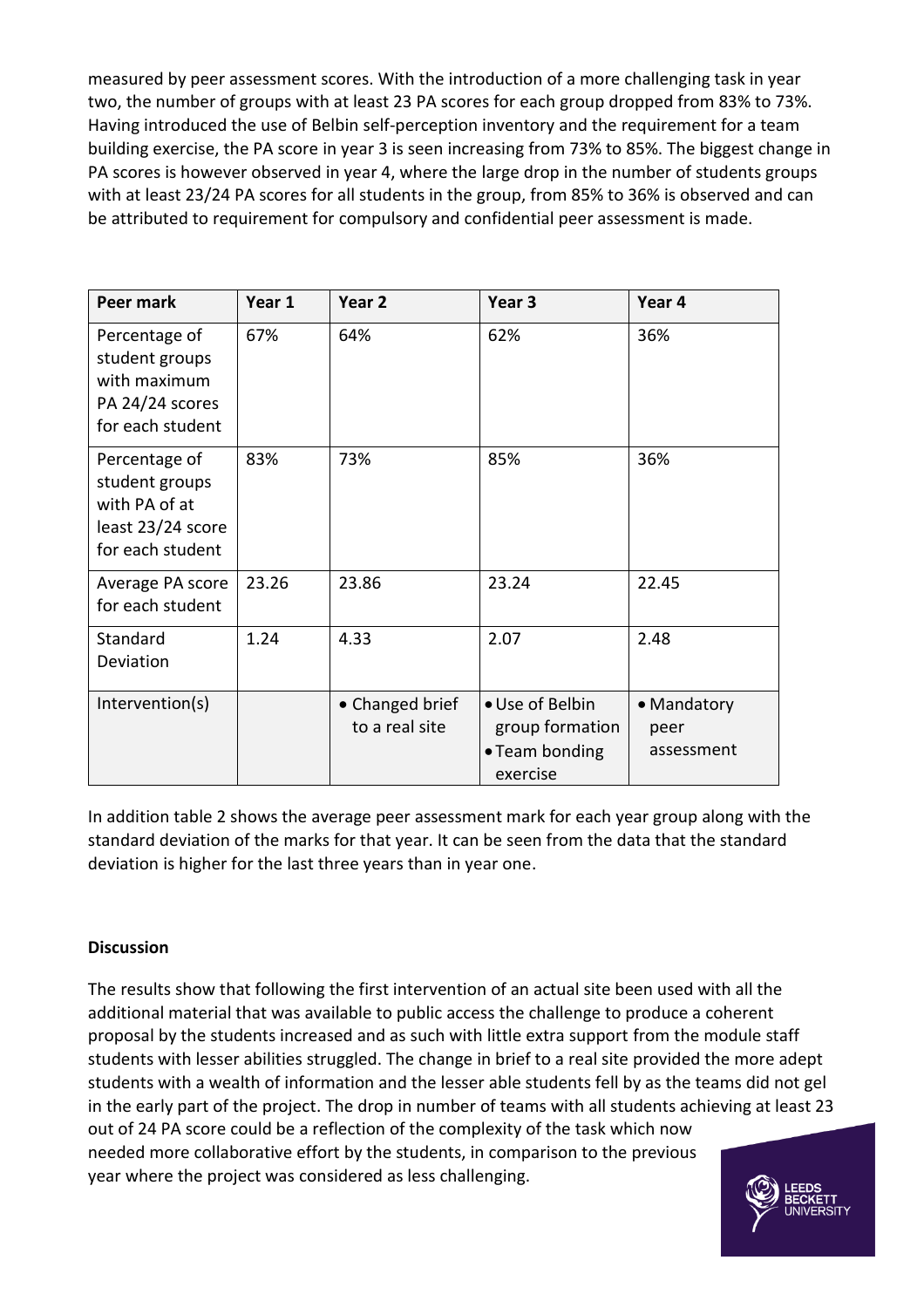measured by peer assessment scores. With the introduction of a more challenging task in year two, the number of groups with at least 23 PA scores for each group dropped from 83% to 73%. Having introduced the use of Belbin self-perception inventory and the requirement for a team building exercise, the PA score in year 3 is seen increasing from 73% to 85%. The biggest change in PA scores is however observed in year 4, where the large drop in the number of students groups with at least 23/24 PA scores for all students in the group, from 85% to 36% is observed and can be attributed to requirement for compulsory and confidential peer assessment is made.

| Peer mark | Year 1 | Year 2 | Year 3 | Year 4 |
|---|---|---|---|---|
| Percentage of student groups with maximum PA 24/24 scores for each student | 67% | 64% | 62% | 36% |
| Percentage of student groups with PA of at least 23/24 score for each student | 83% | 73% | 85% | 36% |
| Average PA score for each student | 23.26 | 23.86 | 23.24 | 22.45 |
| Standard Deviation | 1.24 | 4.33 | 2.07 | 2.48 |
| Intervention(s) | | • Changed brief to a real site | • Use of Belbin group formation<br>• Team bonding exercise | • Mandatory peer assessment |

In addition table 2 shows the average peer assessment mark for each year group along with the standard deviation of the marks for that year. It can be seen from the data that the standard deviation is higher for the last three years than in year one.

**Discussion**

The results show that following the first intervention of an actual site been used with all the additional material that was available to public access the challenge to produce a coherent proposal by the students increased and as such with little extra support from the module staff students with lesser abilities struggled. The change in brief to a real site provided the more adept students with a wealth of information and the lesser able students fell by as the teams did not gel in the early part of the project. The drop in number of teams with all students achieving at least 23 out of 24 PA score could be a reflection of the complexity of the task which now needed more collaborative effort by the students, in comparison to the previous year where the project was considered as less challenging.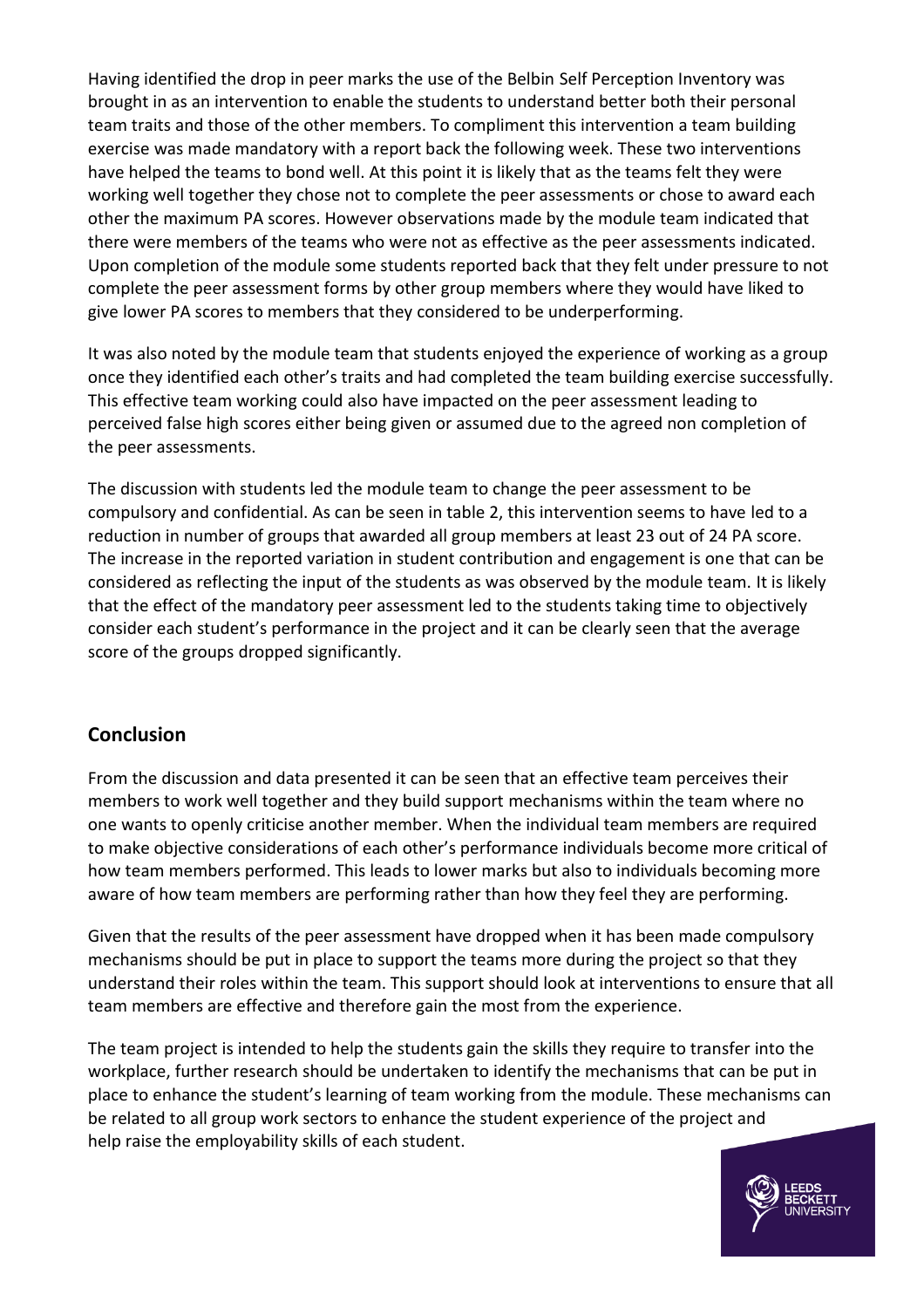Having identified the drop in peer marks the use of the Belbin Self Perception Inventory was brought in as an intervention to enable the students to understand better both their personal team traits and those of the other members. To compliment this intervention a team building exercise was made mandatory with a report back the following week. These two interventions have helped the teams to bond well. At this point it is likely that as the teams felt they were working well together they chose not to complete the peer assessments or chose to award each other the maximum PA scores. However observations made by the module team indicated that there were members of the teams who were not as effective as the peer assessments indicated. Upon completion of the module some students reported back that they felt under pressure to not complete the peer assessment forms by other group members where they would have liked to give lower PA scores to members that they considered to be underperforming.

It was also noted by the module team that students enjoyed the experience of working as a group once they identified each other's traits and had completed the team building exercise successfully. This effective team working could also have impacted on the peer assessment leading to perceived false high scores either being given or assumed due to the agreed non completion of the peer assessments.

The discussion with students led the module team to change the peer assessment to be compulsory and confidential. As can be seen in table 2, this intervention seems to have led to a reduction in number of groups that awarded all group members at least 23 out of 24 PA score. The increase in the reported variation in student contribution and engagement is one that can be considered as reflecting the input of the students as was observed by the module team. It is likely that the effect of the mandatory peer assessment led to the students taking time to objectively consider each student's performance in the project and it can be clearly seen that the average score of the groups dropped significantly.

## Conclusion

From the discussion and data presented it can be seen that an effective team perceives their members to work well together and they build support mechanisms within the team where no one wants to openly criticise another member. When the individual team members are required to make objective considerations of each other's performance individuals become more critical of how team members performed. This leads to lower marks but also to individuals becoming more aware of how team members are performing rather than how they feel they are performing.

Given that the results of the peer assessment have dropped when it has been made compulsory mechanisms should be put in place to support the teams more during the project so that they understand their roles within the team. This support should look at interventions to ensure that all team members are effective and therefore gain the most from the experience.

The team project is intended to help the students gain the skills they require to transfer into the workplace, further research should be undertaken to identify the mechanisms that can be put in place to enhance the student's learning of team working from the module. These mechanisms can be related to all group work sectors to enhance the student experience of the project and help raise the employability skills of each student.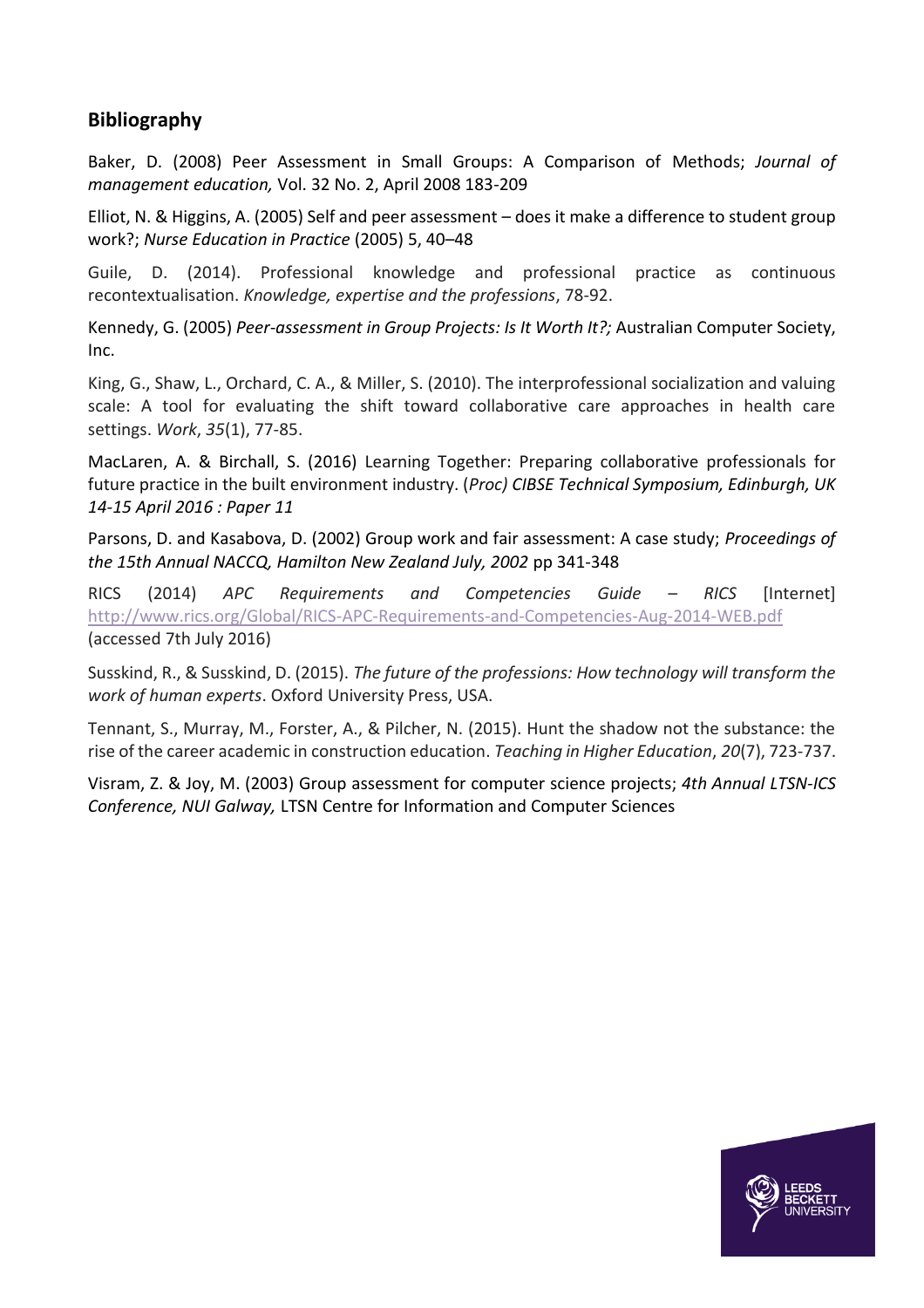## Bibliography

Baker, D. (2008) Peer Assessment in Small Groups: A Comparison of Methods; *Journal of management education,* Vol. 32 No. 2, April 2008 183-209

Elliot, N. & Higgins, A. (2005) Self and peer assessment – does it make a difference to student group work?; *Nurse Education in Practice* (2005) 5, 40–48

Guile, D. (2014). Professional knowledge and professional practice as continuous recontextualisation. *Knowledge, expertise and the professions*, 78-92.

Kennedy, G. (2005) *Peer-assessment in Group Projects: Is It Worth It?;* Australian Computer Society, Inc.

King, G., Shaw, L., Orchard, C. A., & Miller, S. (2010). The interprofessional socialization and valuing scale: A tool for evaluating the shift toward collaborative care approaches in health care settings. *Work*, *35*(1), 77-85.

MacLaren, A. & Birchall, S. (2016) Learning Together: Preparing collaborative professionals for future practice in the built environment industry. (*Proc) CIBSE Technical Symposium, Edinburgh, UK 14-15 April 2016 : Paper 11*

Parsons, D. and Kasabova, D. (2002) Group work and fair assessment: A case study; *Proceedings of the 15th Annual NACCQ, Hamilton New Zealand July, 2002* pp 341-348

RICS (2014) *APC Requirements and Competencies Guide – RICS* [Internet] http://www.rics.org/Global/RICS-APC-Requirements-and-Competencies-Aug-2014-WEB.pdf (accessed 7th July 2016)

Susskind, R., & Susskind, D. (2015). *The future of the professions: How technology will transform the work of human experts*. Oxford University Press, USA.

Tennant, S., Murray, M., Forster, A., & Pilcher, N. (2015). Hunt the shadow not the substance: the rise of the career academic in construction education. *Teaching in Higher Education*, *20*(7), 723-737.

Visram, Z. & Joy, M. (2003) Group assessment for computer science projects; *4th Annual LTSN-ICS Conference, NUI Galway,* LTSN Centre for Information and Computer Sciences